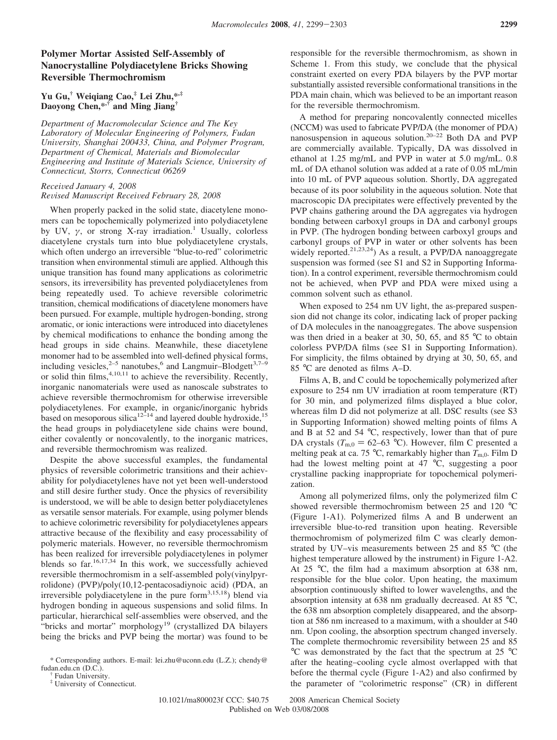# Polymer Mortar Assisted Self-Assembly of Nanocrystalline Polydiacetylene Bricks Showing Reversible Thermochromism

**Yu Gu,[†] Weiqiang Cao,[‡] Lei Zhu,*[,‡] Daoyong Chen,*[,†] and Ming Jiang[†]**

*Department of Macromolecular Science and The Key Laboratory of Molecular Engineering of Polymers, Fudan University, Shanghai 200433, China, and Polymer Program, Department of Chemical, Materials and Biomolecular Engineering and Institute of Materials Science, University of Connecticut, Storrs, Connecticut 06269*

*Received January 4, 2008*
*Revised Manuscript Received February 28, 2008*

When properly packed in the solid state, diacetylene monomers can be topochemically polymerized into polydiacetylene by UV, $\gamma$, or strong X-ray irradiation.[1] Usually, colorless diacetylene crystals turn into blue polydiacetylene crystals, which often undergo an irreversible "blue-to-red" colorimetric transition when environmental stimuli are applied. Although this unique transition has found many applications as colorimetric sensors, its irreversibility has prevented polydiacetylenes from being repeatedly used. To achieve reversible colorimetric transition, chemical modifications of diacetylene monomers have been pursued. For example, multiple hydrogen-bonding, strong aromatic, or ionic interactions were introduced into diacetylenes by chemical modifications to enhance the bonding among the head groups in side chains. Meanwhile, these diacetylene monomer had to be assembled into well-defined physical forms, including vesicles,[2–5] nanotubes,[6] and Langmuir–Blodgett[3,7–9] or solid thin films,[4,10,11] to achieve the reversibility. Recently, inorganic nanomaterials were used as nanoscale substrates to achieve reversible thermochromism for otherwise irreversible polydiacetylenes. For example, in organic/inorganic hybrids based on mesoporous silica[12–14] and layered double hydroxide,[15] the head groups in polydiacetylene side chains were bound, either covalently or noncovalently, to the inorganic matrices, and reversible thermochromism was realized.

Despite the above successful examples, the fundamental physics of reversible colorimetric transitions and their achievability for polydiacetylenes have not yet been well-understood and still desire further study. Once the physics of reversibility is understood, we will be able to design better polydiacetylenes as versatile sensor materials. For example, using polymer blends to achieve colorimetric reversibility for polydiacetylenes appears attractive because of the flexibility and easy processability of polymeric materials. However, no reversible thermochromism has been realized for irreversible polydiacetylenes in polymer blends so far.[16,17,34] In this work, we successfully achieved reversible thermochromism in a self-assembled poly(vinylpyrrolidone) (PVP)/poly(10,12-pentacosadiynoic acid) (PDA, an irreversible polydiacetylene in the pure form[3,15,18]) blend via hydrogen bonding in aqueous suspensions and solid films. In particular, hierarchical self-assemblies were observed, and the "bricks and mortar" morphology[19] (crystallized DA bilayers being the bricks and PVP being the mortar) was found to be responsible for the reversible thermochromism, as shown in Scheme 1. From this study, we conclude that the physical constraint exerted on every PDA bilayers by the PVP mortar substantially assisted reversible conformational transitions in the PDA main chain, which was believed to be an important reason for the reversible thermochromism.

A method for preparing noncovalently connected micelles (NCCM) was used to fabricate PVP/DA (the monomer of PDA) nanosuspension in aqueous solution.[20–22] Both DA and PVP are commercially available. Typically, DA was dissolved in ethanol at 1.25 mg/mL and PVP in water at 5.0 mg/mL. 0.8 mL of DA ethanol solution was added at a rate of 0.05 mL/min into 10 mL of PVP aqueous solution. Shortly, DA aggregated because of its poor solubility in the aqueous solution. Note that macroscopic DA precipitates were effectively prevented by the PVP chains gathering around the DA aggregates via hydrogen bonding between carboxyl groups in DA and carbonyl groups in PVP. (The hydrogen bonding between carboxyl groups and carbonyl groups of PVP in water or other solvents has been widely reported.[21,23,24]) As a result, a PVP/DA nanoaggregate suspension was formed (see S1 and S2 in Supporting Information). In a control experiment, reversible thermochromism could not be achieved, when PVP and PDA were mixed using a common solvent such as ethanol.

When exposed to 254 nm UV light, the as-prepared suspension did not change its color, indicating lack of proper packing of DA molecules in the nanoaggregates. The above suspension was then dried in a beaker at 30, 50, 65, and 85 °C to obtain colorless PVP/DA films (see S1 in Supporting Information). For simplicity, the films obtained by drying at 30, 50, 65, and 85 °C are denoted as films A–D.

Films A, B, and C could be topochemically polymerized after exposure to 254 nm UV irradiation at room temperature (RT) for 30 min, and polymerized films displayed a blue color, whereas film D did not polymerize at all. DSC results (see S3 in Supporting Information) showed melting points of films A and B at 52 and 54 °C, respectively, lower than that of pure DA crystals ($T_{m,0}$ = 62–63 °C). However, film C presented a melting peak at ca. 75 °C, remarkably higher than $T_{m,0}$. Film D had the lowest melting point at 47 °C, suggesting a poor crystalline packing inappropriate for topochemical polymerization.

Among all polymerized films, only the polymerized film C showed reversible thermochromism between 25 and 120 °C (Figure 1-A1). Polymerized films A and B underwent an irreversible blue-to-red transition upon heating. Reversible thermochromism of polymerized film C was clearly demonstrated by UV–vis measurements between 25 and 85 °C (the highest temperature allowed by the instrument) in Figure 1-A2. At 25 °C, the film had a maximum absorption at 638 nm, responsible for the blue color. Upon heating, the maximum absorption continuously shifted to lower wavelengths, and the absorption intensity at 638 nm gradually decreased. At 85 °C, the 638 nm absorption completely disappeared, and the absorption at 586 nm increased to a maximum, with a shoulder at 540 nm. Upon cooling, the absorption spectrum changed inversely. The complete thermochromic reversibility between 25 and 85 °C was demonstrated by the fact that the spectrum at 25 °C after the heating–cooling cycle almost overlapped with that before the thermal cycle (Figure 1-A2) and also confirmed by the parameter of "colorimetric response" (CR) in different

\* Corresponding authors. E-mail: lei.zhu@uconn.edu (L.Z.); chendy@fudan.edu.cn (D.C.).
[†] Fudan University.
[‡] University of Connecticut.

10.1021/ma800023f CCC: $40.75 © 2008 American Chemical Society
Published on Web 03/08/2008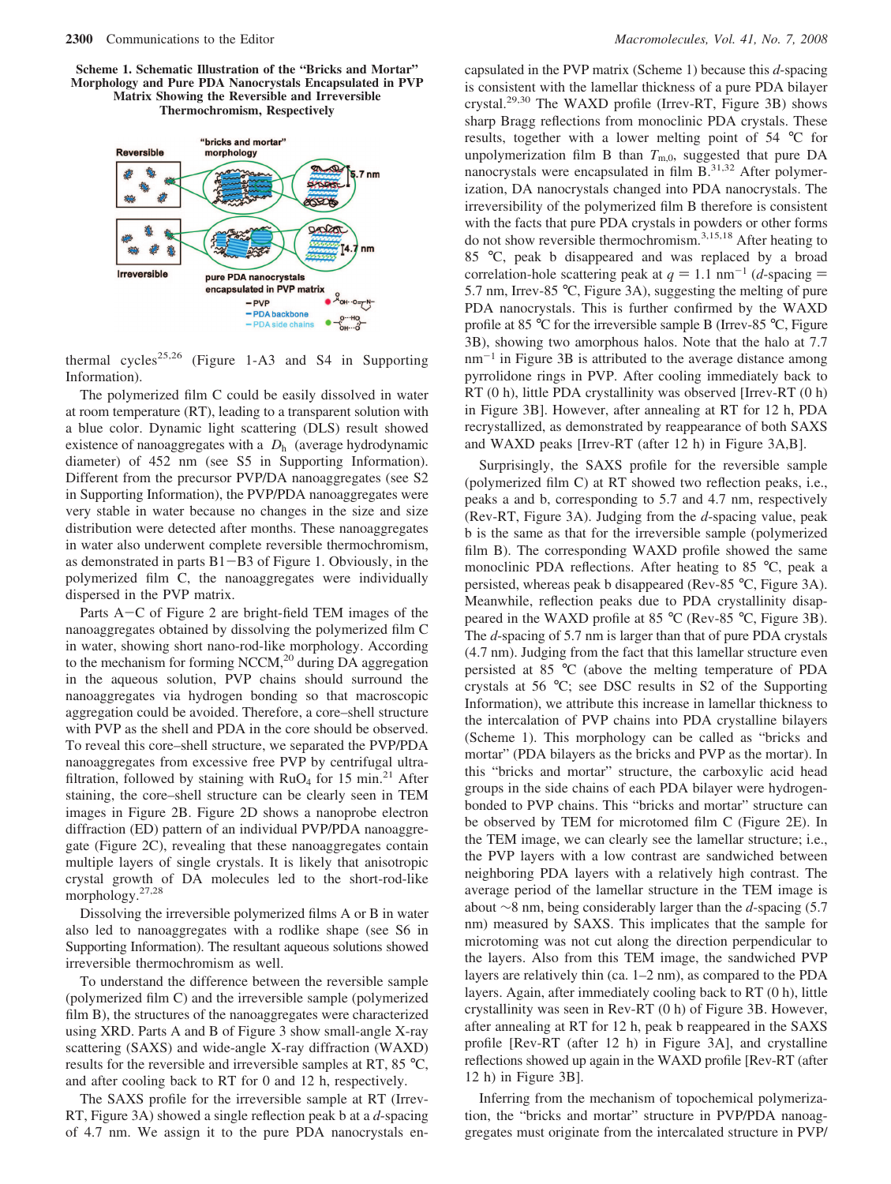**Scheme 1. Schematic Illustration of the "Bricks and Mortar" Morphology and Pure PDA Nanocrystals Encapsulated in PVP Matrix Showing the Reversible and Irreversible Thermochromism, Respectively**

thermal cycles[25,26] (Figure 1-A3 and S4 in Supporting Information).

The polymerized film C could be easily dissolved in water at room temperature (RT), leading to a transparent solution with a blue color. Dynamic light scattering (DLS) result showed existence of nanoaggregates with a $D_h$ (average hydrodynamic diameter) of 452 nm (see S5 in Supporting Information). Different from the precursor PVP/DA nanoaggregates (see S2 in Supporting Information), the PVP/PDA nanoaggregates were very stable in water because no changes in the size and size distribution were detected after months. These nanoaggregates in water also underwent complete reversible thermochromism, as demonstrated in parts B1−B3 of Figure 1. Obviously, in the polymerized film C, the nanoaggregates were individually dispersed in the PVP matrix.

Parts A−C of Figure 2 are bright-field TEM images of the nanoaggregates obtained by dissolving the polymerized film C in water, showing short nano-rod-like morphology. According to the mechanism for forming NCCM,[20] during DA aggregation in the aqueous solution, PVP chains should surround the nanoaggregates via hydrogen bonding so that macroscopic aggregation could be avoided. Therefore, a core–shell structure with PVP as the shell and PDA in the core should be observed. To reveal this core–shell structure, we separated the PVP/PDA nanoaggregates from excessive free PVP by centrifugal ultrafiltration, followed by staining with $RuO_4$ for 15 min.[21] After staining, the core–shell structure can be clearly seen in TEM images in Figure 2B. Figure 2D shows a nanoprobe electron diffraction (ED) pattern of an individual PVP/PDA nanoaggregate (Figure 2C), revealing that these nanoaggregates contain multiple layers of single crystals. It is likely that anisotropic crystal growth of DA molecules led to the short-rod-like morphology.[27,28]

Dissolving the irreversible polymerized films A or B in water also led to nanoaggregates with a rodlike shape (see S6 in Supporting Information). The resultant aqueous solutions showed irreversible thermochromism as well.

To understand the difference between the reversible sample (polymerized film C) and the irreversible sample (polymerized film B), the structures of the nanoaggregates were characterized using XRD. Parts A and B of Figure 3 show small-angle X-ray scattering (SAXS) and wide-angle X-ray diffraction (WAXD) results for the reversible and irreversible samples at RT, 85 °C, and after cooling back to RT for 0 and 12 h, respectively.

The SAXS profile for the irreversible sample at RT (Irrev-RT, Figure 3A) showed a single reflection peak b at a *d*-spacing of 4.7 nm. We assign it to the pure PDA nanocrystals encapsulated in the PVP matrix (Scheme 1) because this *d*-spacing is consistent with the lamellar thickness of a pure PDA bilayer crystal.[29,30] The WAXD profile (Irrev-RT, Figure 3B) shows sharp Bragg reflections from monoclinic PDA crystals. These results, together with a lower melting point of 54 °C for unpolymerization film B than $T_{m,0}$, suggested that pure DA nanocrystals were encapsulated in film B.[31,32] After polymerization, DA nanocrystals changed into PDA nanocrystals. The irreversibility of the polymerized film B therefore is consistent with the facts that pure PDA crystals in powders or other forms do not show reversible thermochromism.[3,15,18] After heating to 85 °C, peak b disappeared and was replaced by a broad correlation-hole scattering peak at $q = 1.1$ nm$^{-1}$ (*d*-spacing = 5.7 nm, Irrev-85 °C, Figure 3A), suggesting the melting of pure PDA nanocrystals. This is further confirmed by the WAXD profile at 85 °C for the irreversible sample B (Irrev-85 °C, Figure 3B), showing two amorphous halos. Note that the halo at 7.7 nm$^{-1}$ in Figure 3B is attributed to the average distance among pyrrolidone rings in PVP. After cooling immediately back to RT (0 h), little PDA crystallinity was observed [Irrev-RT (0 h) in Figure 3B]. However, after annealing at RT for 12 h, PDA recrystallized, as demonstrated by reappearance of both SAXS and WAXD peaks [Irrev-RT (after 12 h) in Figure 3A,B].

Surprisingly, the SAXS profile for the reversible sample (polymerized film C) at RT showed two reflection peaks, i.e., peaks a and b, corresponding to 5.7 and 4.7 nm, respectively (Rev-RT, Figure 3A). Judging from the *d*-spacing value, peak b is the same as that for the irreversible sample (polymerized film B). The corresponding WAXD profile showed the same monoclinic PDA reflections. After heating to 85 °C, peak a persisted, whereas peak b disappeared (Rev-85 °C, Figure 3A). Meanwhile, reflection peaks due to PDA crystallinity disappeared in the WAXD profile at 85 °C (Rev-85 °C, Figure 3B). The *d*-spacing of 5.7 nm is larger than that of pure PDA crystals (4.7 nm). Judging from the fact that this lamellar structure even persisted at 85 °C (above the melting temperature of PDA crystals at 56 °C; see DSC results in S2 of the Supporting Information), we attribute this increase in lamellar thickness to the intercalation of PVP chains into PDA crystalline bilayers (Scheme 1). This morphology can be called as "bricks and mortar" (PDA bilayers as the bricks and PVP as the mortar). In this "bricks and mortar" structure, the carboxylic acid head groups in the side chains of each PDA bilayer were hydrogen-bonded to PVP chains. This "bricks and mortar" structure can be observed by TEM for microtomed film C (Figure 2E). In the TEM image, we can clearly see the lamellar structure; i.e., the PVP layers with a low contrast are sandwiched between neighboring PDA layers with a relatively high contrast. The average period of the lamellar structure in the TEM image is about ∼8 nm, being considerably larger than the *d*-spacing (5.7 nm) measured by SAXS. This implicates that the sample for microtoming was not cut along the direction perpendicular to the layers. Also from this TEM image, the sandwiched PVP layers are relatively thin (ca. 1–2 nm), as compared to the PDA layers. Again, after immediately cooling back to RT (0 h), little crystallinity was seen in Rev-RT (0 h) of Figure 3B. However, after annealing at RT for 12 h, peak b reappeared in the SAXS profile [Rev-RT (after 12 h) in Figure 3A], and crystalline reflections showed up again in the WAXD profile [Rev-RT (after 12 h) in Figure 3B].

Inferring from the mechanism of topochemical polymerization, the "bricks and mortar" structure in PVP/PDA nanoaggregates must originate from the intercalated structure in PVP/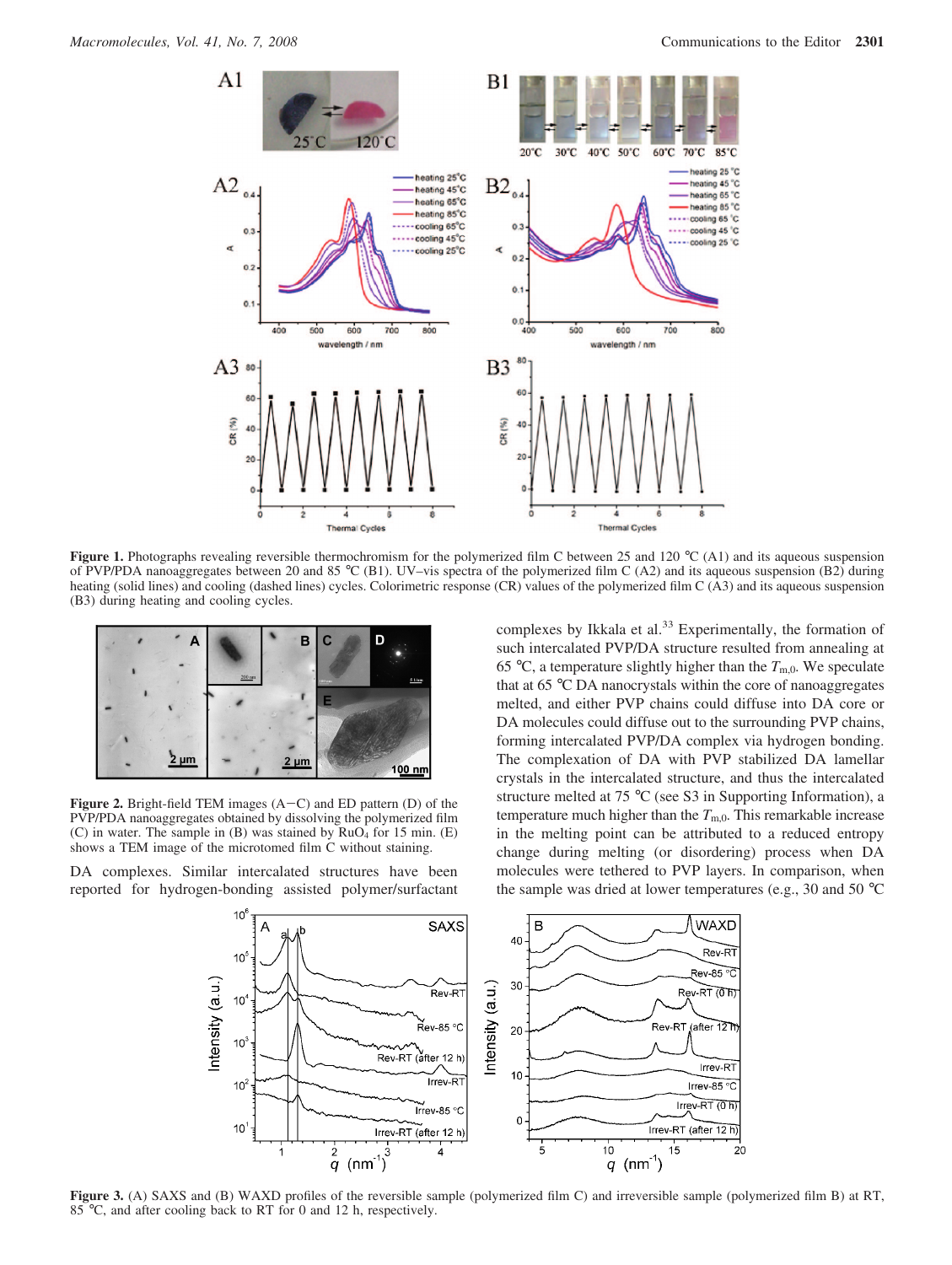**Figure 1.** Photographs revealing reversible thermochromism for the polymerized film C between 25 and 120 °C (A1) and its aqueous suspension of PVP/PDA nanoaggregates between 20 and 85 °C (B1). UV–vis spectra of the polymerized film C (A2) and its aqueous suspension (B2) during heating (solid lines) and cooling (dashed lines) cycles. Colorimetric response (CR) values of the polymerized film C (A3) and its aqueous suspension (B3) during heating and cooling cycles.

**Figure 2.** Bright-field TEM images (A−C) and ED pattern (D) of the PVP/PDA nanoaggregates obtained by dissolving the polymerized film (C) in water. The sample in (B) was stained by $RuO_4$ for 15 min. (E) shows a TEM image of the microtomed film C without staining.

DA complexes. Similar intercalated structures have been reported for hydrogen-bonding assisted polymer/surfactant complexes by Ikkala et al.[33] Experimentally, the formation of such intercalated PVP/DA structure resulted from annealing at 65 °C, a temperature slightly higher than the $T_{m,0}$. We speculate that at 65 °C DA nanocrystals within the core of nanoaggregates melted, and either PVP chains could diffuse into DA core or DA molecules could diffuse out to the surrounding PVP chains, forming intercalated PVP/DA complex via hydrogen bonding. The complexation of DA with PVP stabilized DA lamellar crystals in the intercalated structure, and thus the intercalated structure melted at 75 °C (see S3 in Supporting Information), a temperature much higher than the $T_{m,0}$. This remarkable increase in the melting point can be attributed to a reduced entropy change during melting (or disordering) process when DA molecules were tethered to PVP layers. In comparison, when the sample was dried at lower temperatures (e.g., 30 and 50 °C

**Figure 3.** (A) SAXS and (B) WAXD profiles of the reversible sample (polymerized film C) and irreversible sample (polymerized film B) at RT, 85 °C, and after cooling back to RT for 0 and 12 h, respectively.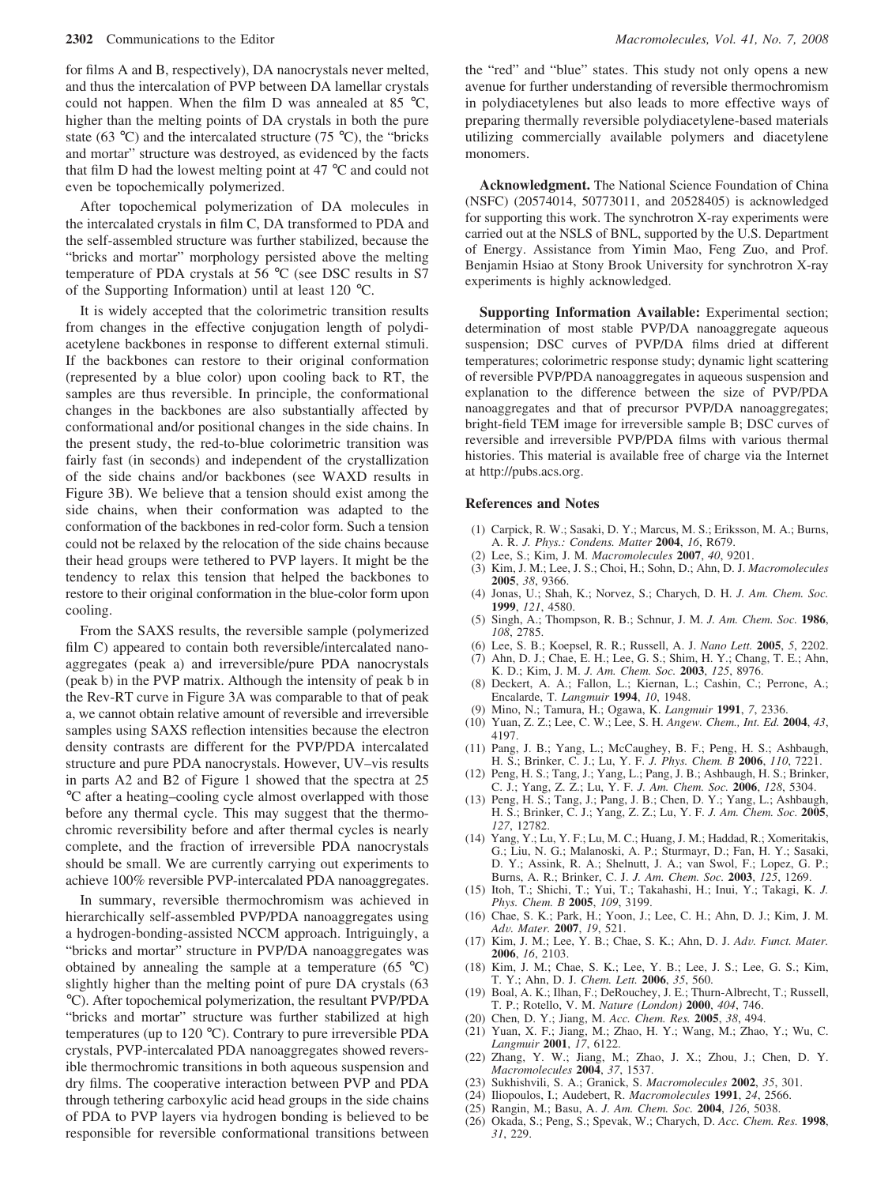for films A and B, respectively), DA nanocrystals never melted, and thus the intercalation of PVP between DA lamellar crystals could not happen. When the film D was annealed at 85 °C, higher than the melting points of DA crystals in both the pure state (63 °C) and the intercalated structure (75 °C), the "bricks and mortar" structure was destroyed, as evidenced by the facts that film D had the lowest melting point at 47 °C and could not even be topochemically polymerized.

After topochemical polymerization of DA molecules in the intercalated crystals in film C, DA transformed to PDA and the self-assembled structure was further stabilized, because the "bricks and mortar" morphology persisted above the melting temperature of PDA crystals at 56 °C (see DSC results in S7 of the Supporting Information) until at least 120 °C.

It is widely accepted that the colorimetric transition results from changes in the effective conjugation length of polydiacetylene backbones in response to different external stimuli. If the backbones can restore to their original conformation (represented by a blue color) upon cooling back to RT, the samples are thus reversible. In principle, the conformational changes in the backbones are also substantially affected by conformational and/or positional changes in the side chains. In the present study, the red-to-blue colorimetric transition was fairly fast (in seconds) and independent of the crystallization of the side chains and/or backbones (see WAXD results in Figure 3B). We believe that a tension should exist among the side chains, when their conformation was adapted to the conformation of the backbones in red-color form. Such a tension could not be relaxed by the relocation of the side chains because their head groups were tethered to PVP layers. It might be the tendency to relax this tension that helped the backbones to restore to their original conformation in the blue-color form upon cooling.

From the SAXS results, the reversible sample (polymerized film C) appeared to contain both reversible/intercalated nanoaggregates (peak a) and irreversible/pure PDA nanocrystals (peak b) in the PVP matrix. Although the intensity of peak b in the Rev-RT curve in Figure 3A was comparable to that of peak a, we cannot obtain relative amount of reversible and irreversible samples using SAXS reflection intensities because the electron density contrasts are different for the PVP/PDA intercalated structure and pure PDA nanocrystals. However, UV–vis results in parts A2 and B2 of Figure 1 showed that the spectra at 25 °C after a heating–cooling cycle almost overlapped with those before any thermal cycle. This may suggest that the thermochromic reversibility before and after thermal cycles is nearly complete, and the fraction of irreversible PDA nanocrystals should be small. We are currently carrying out experiments to achieve 100% reversible PVP-intercalated PDA nanoaggregates.

In summary, reversible thermochromism was achieved in hierarchically self-assembled PVP/PDA nanoaggregates using a hydrogen-bonding-assisted NCCM approach. Intriguingly, a "bricks and mortar" structure in PVP/DA nanoaggregates was obtained by annealing the sample at a temperature (65 °C) slightly higher than the melting point of pure DA crystals (63 °C). After topochemical polymerization, the resultant PVP/PDA "bricks and mortar" structure was further stabilized at high temperatures (up to 120 °C). Contrary to pure irreversible PDA crystals, PVP-intercalated PDA nanoaggregates showed reversible thermochromic transitions in both aqueous suspension and dry films. The cooperative interaction between PVP and PDA through tethering carboxylic acid head groups in the side chains of PDA to PVP layers via hydrogen bonding is believed to be responsible for reversible conformational transitions between the "red" and "blue" states. This study not only opens a new avenue for further understanding of reversible thermochromism in polydiacetylenes but also leads to more effective ways of preparing thermally reversible polydiacetylene-based materials utilizing commercially available polymers and diacetylene monomers.

**Acknowledgment.** The National Science Foundation of China (NSFC) (20574014, 50773011, and 20528405) is acknowledged for supporting this work. The synchrotron X-ray experiments were carried out at the NSLS of BNL, supported by the U.S. Department of Energy. Assistance from Yimin Mao, Feng Zuo, and Prof. Benjamin Hsiao at Stony Brook University for synchrotron X-ray experiments is highly acknowledged.

**Supporting Information Available:** Experimental section; determination of most stable PVP/DA nanoaggregate aqueous suspension; DSC curves of PVP/DA films dried at different temperatures; colorimetric response study; dynamic light scattering of reversible PVP/PDA nanoaggregates in aqueous suspension and explanation to the difference between the size of PVP/PDA nanoaggregates and that of precursor PVP/DA nanoaggregates; bright-field TEM image for irreversible sample B; DSC curves of reversible and irreversible PVP/PDA films with various thermal histories. This material is available free of charge via the Internet at http://pubs.acs.org.

## References and Notes

(1) Carpick, R. W.; Sasaki, D. Y.; Marcus, M. S.; Eriksson, M. A.; Burns, A. R. *J. Phys.: Condens. Matter* **2004**, *16*, R679.

(2) Lee, S.; Kim, J. M. *Macromolecules* **2007**, *40*, 9201.

(3) Kim, J. M.; Lee, J. S.; Choi, H.; Sohn, D.; Ahn, D. J. *Macromolecules* **2005**, *38*, 9366.

(4) Jonas, U.; Shah, K.; Norvez, S.; Charych, D. H. *J. Am. Chem. Soc.* **1999**, *121*, 4580.

(5) Singh, A.; Thompson, R. B.; Schnur, J. M. *J. Am. Chem. Soc.* **1986**, *108*, 2785.

(6) Lee, S. B.; Koepsel, R. R.; Russell, A. J. *Nano Lett.* **2005**, *5*, 2202.

(7) Ahn, D. J.; Chae, E. H.; Lee, G. S.; Shim, H. Y.; Chang, T. E.; Ahn, K. D.; Kim, J. M. *J. Am. Chem. Soc.* **2003**, *125*, 8976.

(8) Deckert, A. A.; Fallon, L.; Kiernan, L.; Cashin, C.; Perrone, A.; Encalarde, T. *Langmuir* **1994**, *10*, 1948.

(9) Mino, N.; Tamura, H.; Ogawa, K. *Langmuir* **1991**, *7*, 2336.

(10) Yuan, Z. Z.; Lee, C. W.; Lee, S. H. *Angew. Chem., Int. Ed.* **2004**, *43*, 4197.

(11) Pang, J. B.; Yang, L.; McCaughey, B. F.; Peng, H. S.; Ashbaugh, H. S.; Brinker, C. J.; Lu, Y. F. *J. Phys. Chem. B* **2006**, *110*, 7221.

(12) Peng, H. S.; Tang, J.; Yang, L.; Pang, J. B.; Ashbaugh, H. S.; Brinker, C. J.; Yang, Z. Z.; Lu, Y. F. *J. Am. Chem. Soc.* **2006**, *128*, 5304.

(13) Peng, H. S.; Tang, J.; Pang, J. B.; Chen, D. Y.; Yang, L.; Ashbaugh, H. S.; Brinker, C. J.; Yang, Z. Z.; Lu, Y. F. *J. Am. Chem. Soc.* **2005**, *127*, 12782.

(14) Yang, Y.; Lu, Y. F.; Lu, M. C.; Huang, J. M.; Haddad, R.; Xomeritakis, G.; Liu, N. G.; Malanoski, A. P.; Sturmayr, D.; Fan, H. Y.; Sasaki, D. Y.; Assink, R. A.; Shelnutt, J. A.; van Swol, F.; Lopez, G. P.; Burns, A. R.; Brinker, C. J. *J. Am. Chem. Soc.* **2003**, *125*, 1269.

(15) Itoh, T.; Shichi, T.; Yui, T.; Takahashi, H.; Inui, Y.; Takagi, K. *J. Phys. Chem. B* **2005**, *109*, 3199.

(16) Chae, S. K.; Park, H.; Yoon, J.; Lee, C. H.; Ahn, D. J.; Kim, J. M. *Adv. Mater.* **2007**, *19*, 521.

(17) Kim, J. M.; Lee, Y. B.; Chae, S. K.; Ahn, D. J. *Adv. Funct. Mater.* **2006**, *16*, 2103.

(18) Kim, J. M.; Chae, S. K.; Lee, Y. B.; Lee, J. S.; Lee, G. S.; Kim, T. Y.; Ahn, D. J. *Chem. Lett.* **2006**, *35*, 560.

(19) Boal, A. K.; Ilhan, F.; DeRouchey, J. E.; Thurn-Albrecht, T.; Russell, T. P.; Rotello, V. M. *Nature (London)* **2000**, *404*, 746.

(20) Chen, D. Y.; Jiang, M. *Acc. Chem. Res.* **2005**, *38*, 494.

(21) Yuan, X. F.; Jiang, M.; Zhao, H. Y.; Wang, M.; Zhao, Y.; Wu, C. *Langmuir* **2001**, *17*, 6122.

(22) Zhang, Y. W.; Jiang, M.; Zhao, J. X.; Zhou, J.; Chen, D. Y. *Macromolecules* **2004**, *37*, 1537.

(23) Sukhishvili, S. A.; Granick, S. *Macromolecules* **2002**, *35*, 301.

(24) Iliopoulos, I.; Audebert, R. *Macromolecules* **1991**, *24*, 2566.

(25) Rangin, M.; Basu, A. *J. Am. Chem. Soc.* **2004**, *126*, 5038.

(26) Okada, S.; Peng, S.; Spevak, W.; Charych, D. *Acc. Chem. Res.* **1998**, *31*, 229.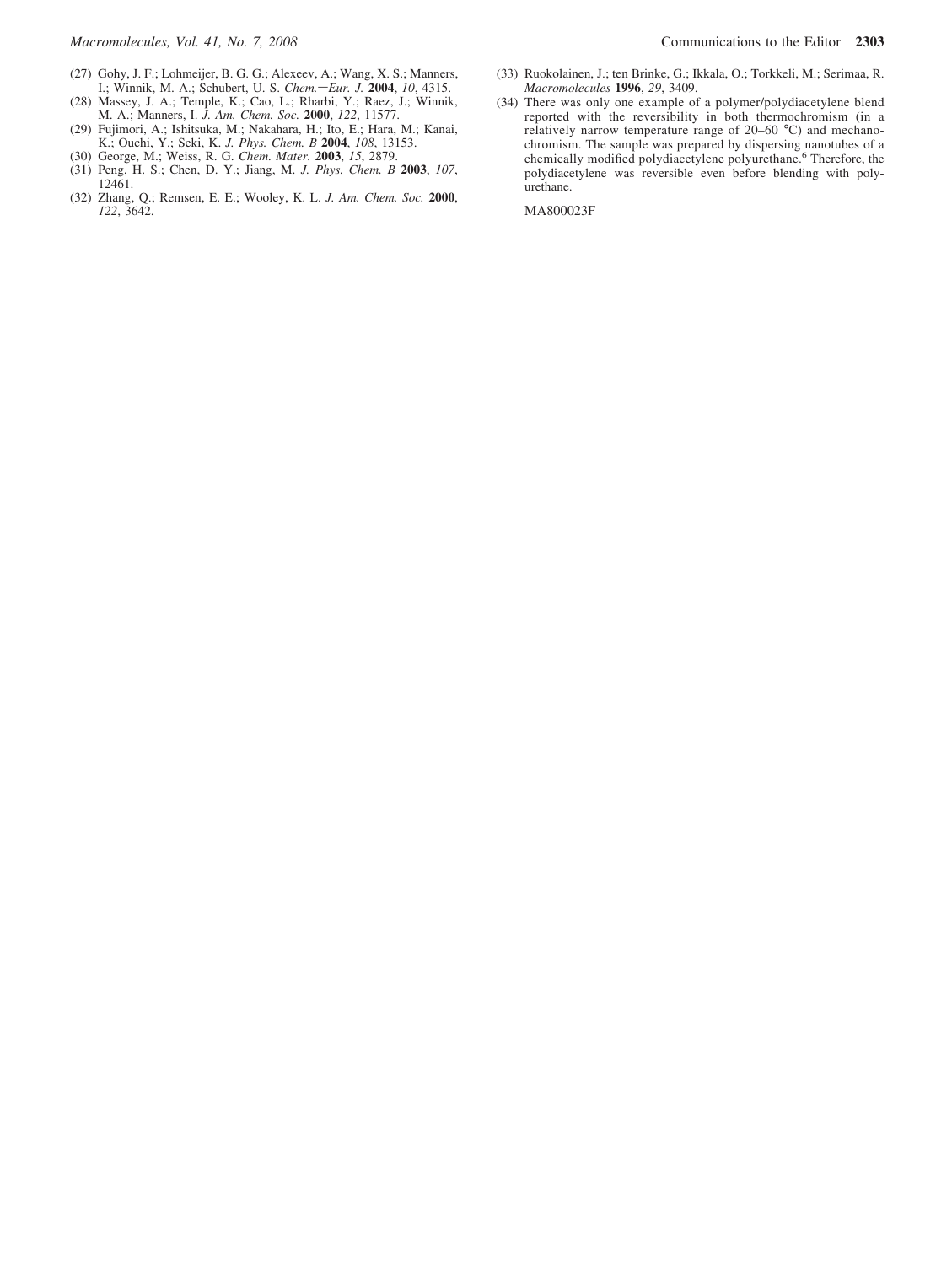(27) Gohy, J. F.; Lohmeijer, B. G. G.; Alexeev, A.; Wang, X. S.; Manners, I.; Winnik, M. A.; Schubert, U. S. *Chem.—Eur. J.* **2004**, *10*, 4315.

(28) Massey, J. A.; Temple, K.; Cao, L.; Rharbi, Y.; Raez, J.; Winnik, M. A.; Manners, I. *J. Am. Chem. Soc.* **2000**, *122*, 11577.

(29) Fujimori, A.; Ishitsuka, M.; Nakahara, H.; Ito, E.; Hara, M.; Kanai, K.; Ouchi, Y.; Seki, K. *J. Phys. Chem. B* **2004**, *108*, 13153.

(30) George, M.; Weiss, R. G. *Chem. Mater.* **2003**, *15*, 2879.

(31) Peng, H. S.; Chen, D. Y.; Jiang, M. *J. Phys. Chem. B* **2003**, *107*, 12461.

(32) Zhang, Q.; Remsen, E. E.; Wooley, K. L. *J. Am. Chem. Soc.* **2000**, *122*, 3642.

(33) Ruokolainen, J.; ten Brinke, G.; Ikkala, O.; Torkkeli, M.; Serimaa, R. *Macromolecules* **1996**, *29*, 3409.

(34) There was only one example of a polymer/polydiacetylene blend reported with the reversibility in both thermochromism (in a relatively narrow temperature range of 20–60 °C) and mechanochromism. The sample was prepared by dispersing nanotubes of a chemically modified polydiacetylene polyurethane.[6] Therefore, the polydiacetylene was reversible even before blending with polyurethane.

MA800023F